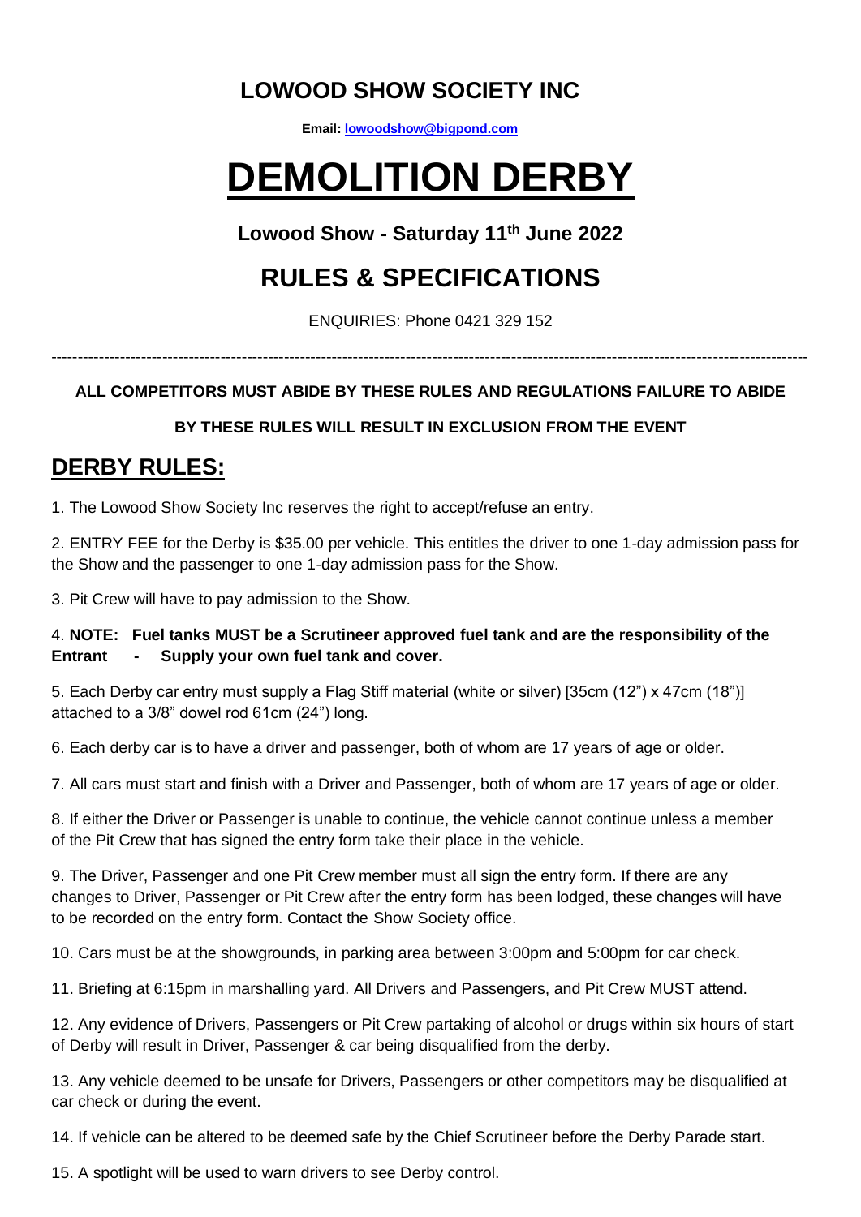# LOWOOD SHOW SOCIETY INC

**Email: lowoodshow@bigpond.com**

# DEMOLITION DERBY

**Lowood Show - Saturday 11th June 2022**

## RULES & SPECIFICATIONS

ENQUIRIES: Phone 0421 329 152

---

**ALL COMPETITORS MUST ABIDE BY THESE RULES AND REGULATIONS FAILURE TO ABIDE BY THESE RULES WILL RESULT IN EXCLUSION FROM THE EVENT**

## DERBY RULES:

1. The Lowood Show Society Inc reserves the right to accept/refuse an entry.

2. ENTRY FEE for the Derby is $35.00 per vehicle. This entitles the driver to one 1-day admission pass for the Show and the passenger to one 1-day admission pass for the Show.

3. Pit Crew will have to pay admission to the Show.

4. **NOTE: Fuel tanks MUST be a Scrutineer approved fuel tank and are the responsibility of the Entrant - Supply your own fuel tank and cover.**

5. Each Derby car entry must supply a Flag Stiff material (white or silver) [35cm (12") x 47cm (18")] attached to a 3/8" dowel rod 61cm (24") long.

6. Each derby car is to have a driver and passenger, both of whom are 17 years of age or older.

7. All cars must start and finish with a Driver and Passenger, both of whom are 17 years of age or older.

8. If either the Driver or Passenger is unable to continue, the vehicle cannot continue unless a member of the Pit Crew that has signed the entry form take their place in the vehicle.

9. The Driver, Passenger and one Pit Crew member must all sign the entry form. If there are any changes to Driver, Passenger or Pit Crew after the entry form has been lodged, these changes will have to be recorded on the entry form. Contact the Show Society office.

10. Cars must be at the showgrounds, in parking area between 3:00pm and 5:00pm for car check.

11. Briefing at 6:15pm in marshalling yard. All Drivers and Passengers, and Pit Crew MUST attend.

12. Any evidence of Drivers, Passengers or Pit Crew partaking of alcohol or drugs within six hours of start of Derby will result in Driver, Passenger & car being disqualified from the derby.

13. Any vehicle deemed to be unsafe for Drivers, Passengers or other competitors may be disqualified at car check or during the event.

14. If vehicle can be altered to be deemed safe by the Chief Scrutineer before the Derby Parade start.

15. A spotlight will be used to warn drivers to see Derby control.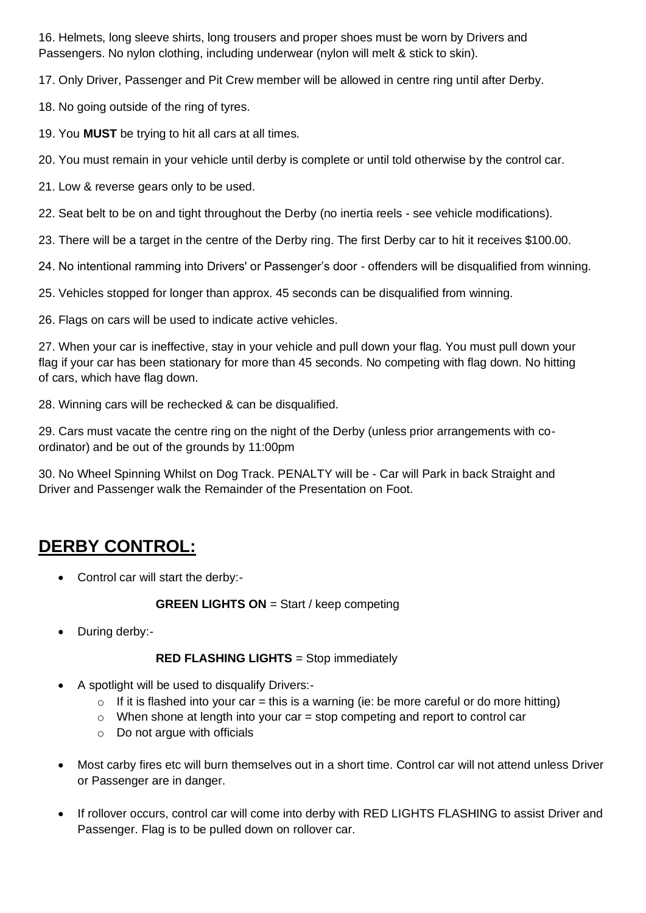16. Helmets, long sleeve shirts, long trousers and proper shoes must be worn by Drivers and Passengers. No nylon clothing, including underwear (nylon will melt & stick to skin).

17. Only Driver, Passenger and Pit Crew member will be allowed in centre ring until after Derby.

18. No going outside of the ring of tyres.

19. You **MUST** be trying to hit all cars at all times.

20. You must remain in your vehicle until derby is complete or until told otherwise by the control car.

21. Low & reverse gears only to be used.

22. Seat belt to be on and tight throughout the Derby (no inertia reels - see vehicle modifications).

23. There will be a target in the centre of the Derby ring. The first Derby car to hit it receives $100.00.

24. No intentional ramming into Drivers' or Passenger's door - offenders will be disqualified from winning.

25. Vehicles stopped for longer than approx. 45 seconds can be disqualified from winning.

26. Flags on cars will be used to indicate active vehicles.

27. When your car is ineffective, stay in your vehicle and pull down your flag. You must pull down your flag if your car has been stationary for more than 45 seconds. No competing with flag down. No hitting of cars, which have flag down.

28. Winning cars will be rechecked & can be disqualified.

29. Cars must vacate the centre ring on the night of the Derby (unless prior arrangements with co-ordinator) and be out of the grounds by 11:00pm

30. No Wheel Spinning Whilst on Dog Track. PENALTY will be - Car will Park in back Straight and Driver and Passenger walk the Remainder of the Presentation on Foot.

## DERBY CONTROL:

- Control car will start the derby:-

  **GREEN LIGHTS ON** = Start / keep competing

- During derby:-

  **RED FLASHING LIGHTS** = Stop immediately

- A spotlight will be used to disqualify Drivers:-
  - If it is flashed into your car = this is a warning (ie: be more careful or do more hitting)
  - When shone at length into your car = stop competing and report to control car
  - Do not argue with officials

- Most carby fires etc will burn themselves out in a short time. Control car will not attend unless Driver or Passenger are in danger.

- If rollover occurs, control car will come into derby with RED LIGHTS FLASHING to assist Driver and Passenger. Flag is to be pulled down on rollover car.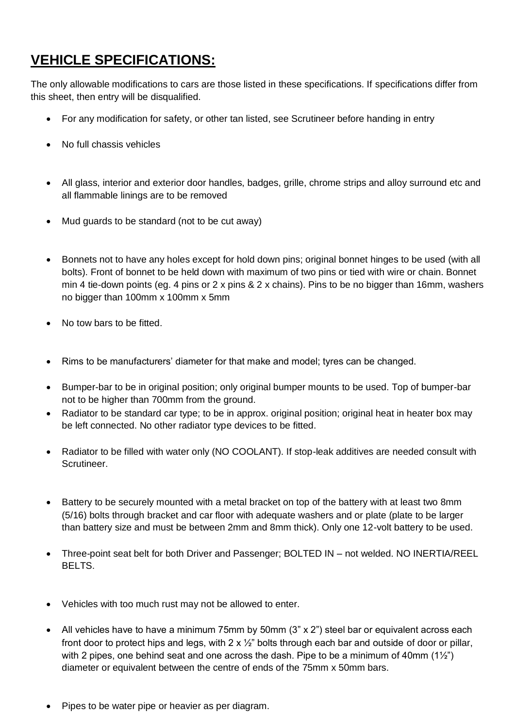## VEHICLE SPECIFICATIONS:

The only allowable modifications to cars are those listed in these specifications. If specifications differ from this sheet, then entry will be disqualified.

- For any modification for safety, or other tan listed, see Scrutineer before handing in entry
- No full chassis vehicles
- All glass, interior and exterior door handles, badges, grille, chrome strips and alloy surround etc and all flammable linings are to be removed
- Mud guards to be standard (not to be cut away)
- Bonnets not to have any holes except for hold down pins; original bonnet hinges to be used (with all bolts). Front of bonnet to be held down with maximum of two pins or tied with wire or chain. Bonnet min 4 tie-down points (eg. 4 pins or 2 x pins & 2 x chains). Pins to be no bigger than 16mm, washers no bigger than 100mm x 100mm x 5mm
- No tow bars to be fitted.
- Rims to be manufacturers' diameter for that make and model; tyres can be changed.
- Bumper-bar to be in original position; only original bumper mounts to be used. Top of bumper-bar not to be higher than 700mm from the ground.
- Radiator to be standard car type; to be in approx. original position; original heat in heater box may be left connected. No other radiator type devices to be fitted.
- Radiator to be filled with water only (NO COOLANT). If stop-leak additives are needed consult with Scrutineer.
- Battery to be securely mounted with a metal bracket on top of the battery with at least two 8mm (5/16) bolts through bracket and car floor with adequate washers and or plate (plate to be larger than battery size and must be between 2mm and 8mm thick). Only one 12-volt battery to be used.
- Three-point seat belt for both Driver and Passenger; BOLTED IN – not welded. NO INERTIA/REEL BELTS.
- Vehicles with too much rust may not be allowed to enter.
- All vehicles have to have a minimum 75mm by 50mm (3" x 2") steel bar or equivalent across each front door to protect hips and legs, with 2 x ½" bolts through each bar and outside of door or pillar, with 2 pipes, one behind seat and one across the dash. Pipe to be a minimum of 40mm (1½") diameter or equivalent between the centre of ends of the 75mm x 50mm bars.
- Pipes to be water pipe or heavier as per diagram.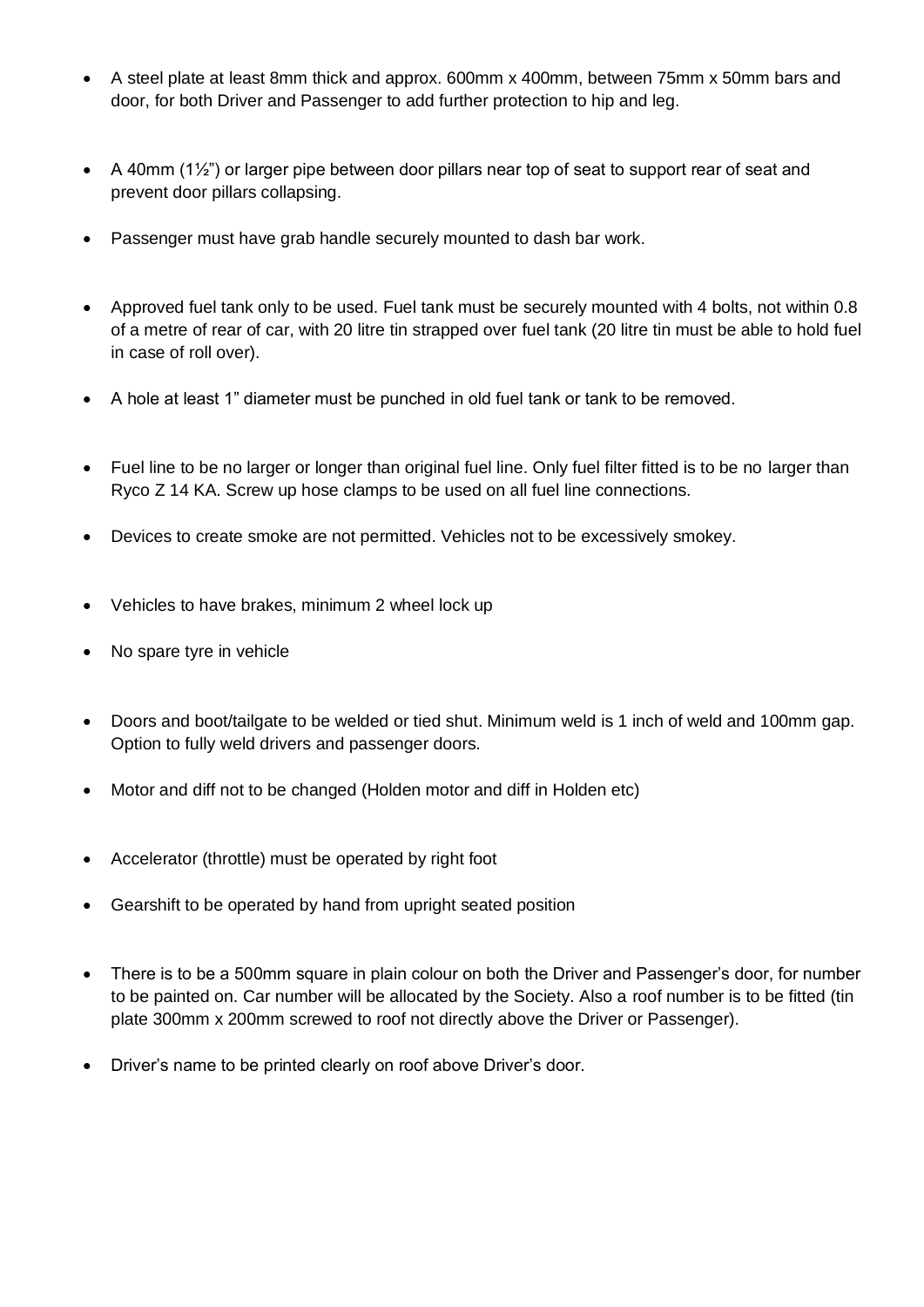- A steel plate at least 8mm thick and approx. 600mm x 400mm, between 75mm x 50mm bars and door, for both Driver and Passenger to add further protection to hip and leg.
- A 40mm (1½") or larger pipe between door pillars near top of seat to support rear of seat and prevent door pillars collapsing.
- Passenger must have grab handle securely mounted to dash bar work.
- Approved fuel tank only to be used. Fuel tank must be securely mounted with 4 bolts, not within 0.8 of a metre of rear of car, with 20 litre tin strapped over fuel tank (20 litre tin must be able to hold fuel in case of roll over).
- A hole at least 1" diameter must be punched in old fuel tank or tank to be removed.
- Fuel line to be no larger or longer than original fuel line. Only fuel filter fitted is to be no larger than Ryco Z 14 KA. Screw up hose clamps to be used on all fuel line connections.
- Devices to create smoke are not permitted. Vehicles not to be excessively smokey.
- Vehicles to have brakes, minimum 2 wheel lock up
- No spare tyre in vehicle
- Doors and boot/tailgate to be welded or tied shut. Minimum weld is 1 inch of weld and 100mm gap. Option to fully weld drivers and passenger doors.
- Motor and diff not to be changed (Holden motor and diff in Holden etc)
- Accelerator (throttle) must be operated by right foot
- Gearshift to be operated by hand from upright seated position
- There is to be a 500mm square in plain colour on both the Driver and Passenger's door, for number to be painted on. Car number will be allocated by the Society. Also a roof number is to be fitted (tin plate 300mm x 200mm screwed to roof not directly above the Driver or Passenger).
- Driver's name to be printed clearly on roof above Driver's door.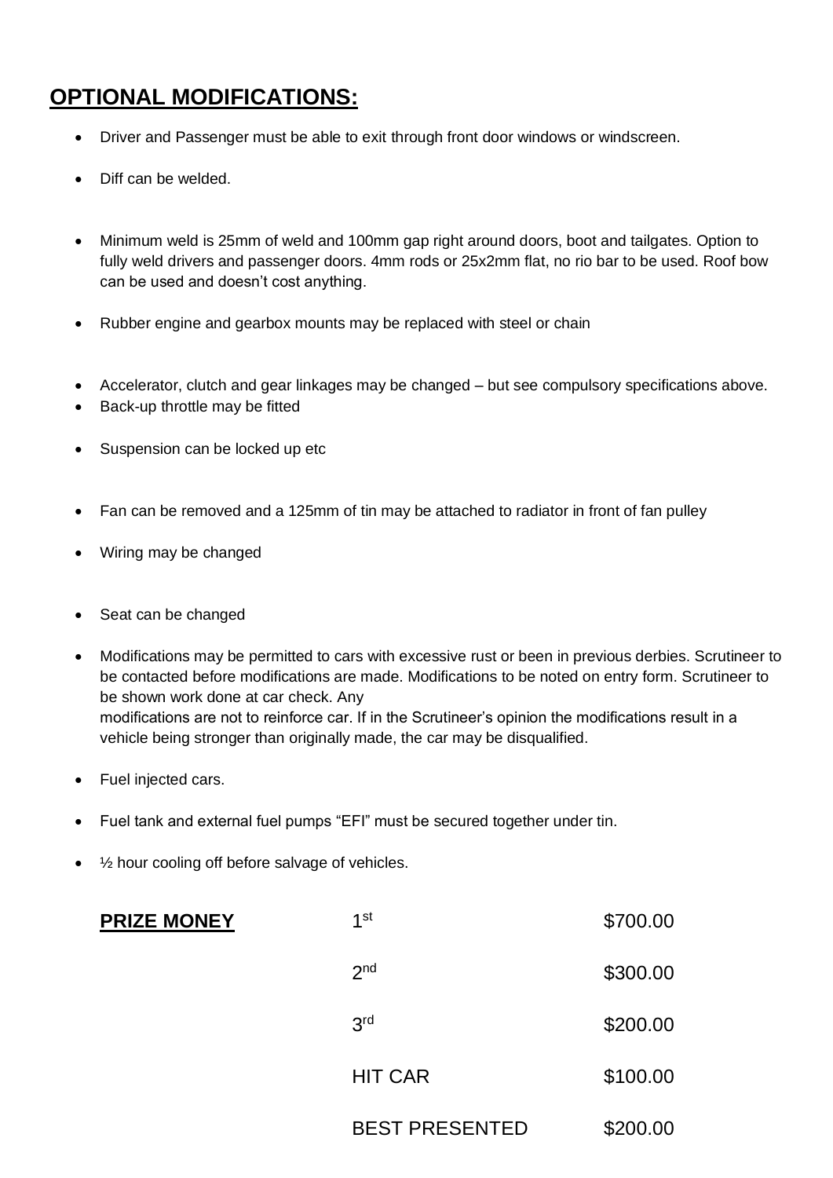## OPTIONAL MODIFICATIONS:

- Driver and Passenger must be able to exit through front door windows or windscreen.
- Diff can be welded.
- Minimum weld is 25mm of weld and 100mm gap right around doors, boot and tailgates. Option to fully weld drivers and passenger doors. 4mm rods or 25x2mm flat, no rio bar to be used. Roof bow can be used and doesn't cost anything.
- Rubber engine and gearbox mounts may be replaced with steel or chain
- Accelerator, clutch and gear linkages may be changed – but see compulsory specifications above.
- Back-up throttle may be fitted
- Suspension can be locked up etc
- Fan can be removed and a 125mm of tin may be attached to radiator in front of fan pulley
- Wiring may be changed
- Seat can be changed
- Modifications may be permitted to cars with excessive rust or been in previous derbies. Scrutineer to be contacted before modifications are made. Modifications to be noted on entry form. Scrutineer to be shown work done at car check. Any modifications are not to reinforce car. If in the Scrutineer's opinion the modifications result in a vehicle being stronger than originally made, the car may be disqualified.
- Fuel injected cars.
- Fuel tank and external fuel pumps "EFI" must be secured together under tin.
- ½ hour cooling off before salvage of vehicles.

| | | |
|---|---|---|
| **PRIZE MONEY** | 1st | $700.00 |
| | 2nd | $300.00 |
| | 3rd | $200.00 |
| | HIT CAR | $100.00 |
| | BEST PRESENTED | $200.00 |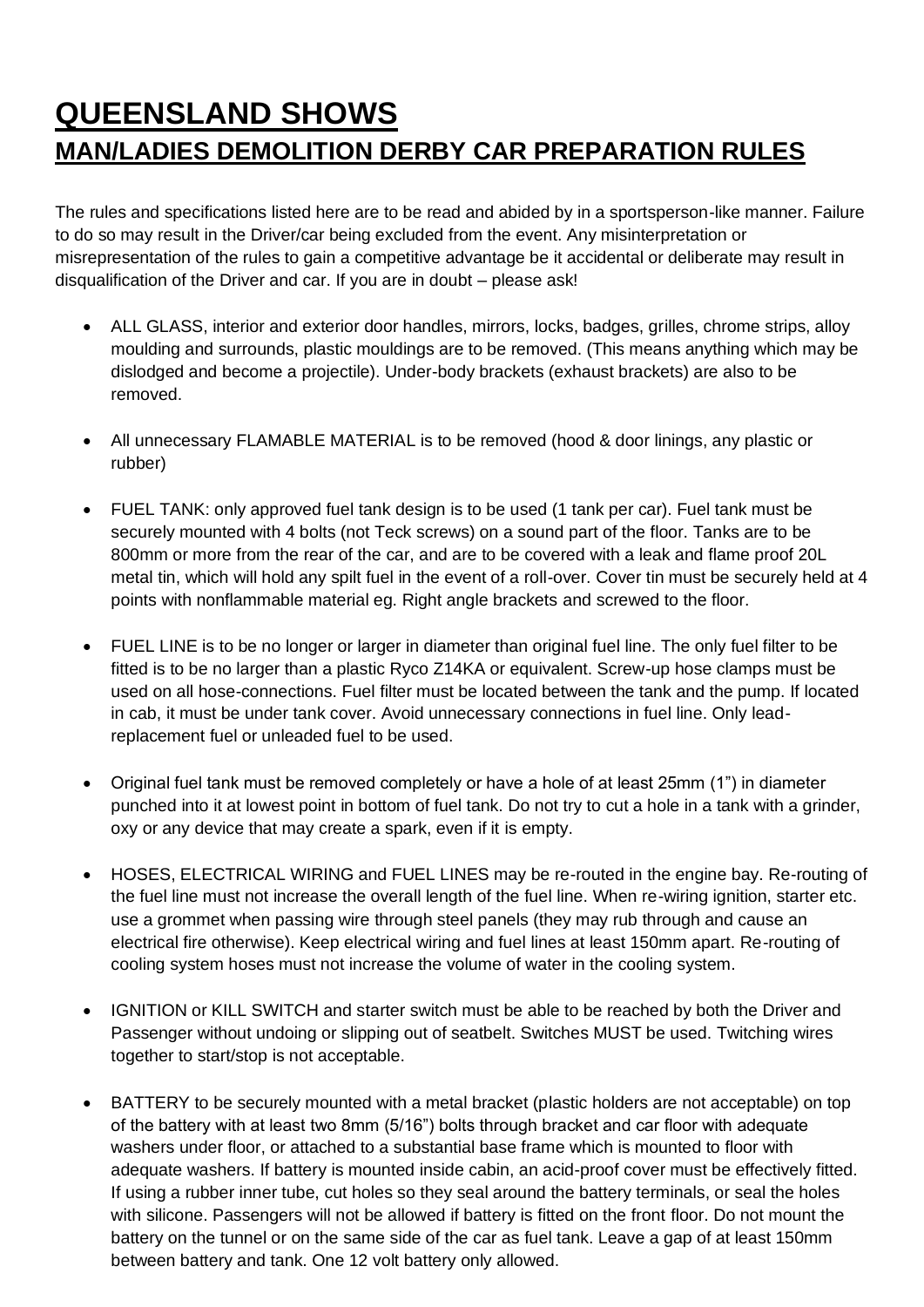# QUEENSLAND SHOWS
## MAN/LADIES DEMOLITION DERBY CAR PREPARATION RULES

The rules and specifications listed here are to be read and abided by in a sportsperson-like manner. Failure to do so may result in the Driver/car being excluded from the event. Any misinterpretation or misrepresentation of the rules to gain a competitive advantage be it accidental or deliberate may result in disqualification of the Driver and car. If you are in doubt – please ask!

- ALL GLASS, interior and exterior door handles, mirrors, locks, badges, grilles, chrome strips, alloy moulding and surrounds, plastic mouldings are to be removed. (This means anything which may be dislodged and become a projectile). Under-body brackets (exhaust brackets) are also to be removed.
- All unnecessary FLAMABLE MATERIAL is to be removed (hood & door linings, any plastic or rubber)
- FUEL TANK: only approved fuel tank design is to be used (1 tank per car). Fuel tank must be securely mounted with 4 bolts (not Teck screws) on a sound part of the floor. Tanks are to be 800mm or more from the rear of the car, and are to be covered with a leak and flame proof 20L metal tin, which will hold any spilt fuel in the event of a roll-over. Cover tin must be securely held at 4 points with nonflammable material eg. Right angle brackets and screwed to the floor.
- FUEL LINE is to be no longer or larger in diameter than original fuel line. The only fuel filter to be fitted is to be no larger than a plastic Ryco Z14KA or equivalent. Screw-up hose clamps must be used on all hose-connections. Fuel filter must be located between the tank and the pump. If located in cab, it must be under tank cover. Avoid unnecessary connections in fuel line. Only lead-replacement fuel or unleaded fuel to be used.
- Original fuel tank must be removed completely or have a hole of at least 25mm (1") in diameter punched into it at lowest point in bottom of fuel tank. Do not try to cut a hole in a tank with a grinder, oxy or any device that may create a spark, even if it is empty.
- HOSES, ELECTRICAL WIRING and FUEL LINES may be re-routed in the engine bay. Re-routing of the fuel line must not increase the overall length of the fuel line. When re-wiring ignition, starter etc. use a grommet when passing wire through steel panels (they may rub through and cause an electrical fire otherwise). Keep electrical wiring and fuel lines at least 150mm apart. Re-routing of cooling system hoses must not increase the volume of water in the cooling system.
- IGNITION or KILL SWITCH and starter switch must be able to be reached by both the Driver and Passenger without undoing or slipping out of seatbelt. Switches MUST be used. Twitching wires together to start/stop is not acceptable.
- BATTERY to be securely mounted with a metal bracket (plastic holders are not acceptable) on top of the battery with at least two 8mm (5/16") bolts through bracket and car floor with adequate washers under floor, or attached to a substantial base frame which is mounted to floor with adequate washers. If battery is mounted inside cabin, an acid-proof cover must be effectively fitted. If using a rubber inner tube, cut holes so they seal around the battery terminals, or seal the holes with silicone. Passengers will not be allowed if battery is fitted on the front floor. Do not mount the battery on the tunnel or on the same side of the car as fuel tank. Leave a gap of at least 150mm between battery and tank. One 12 volt battery only allowed.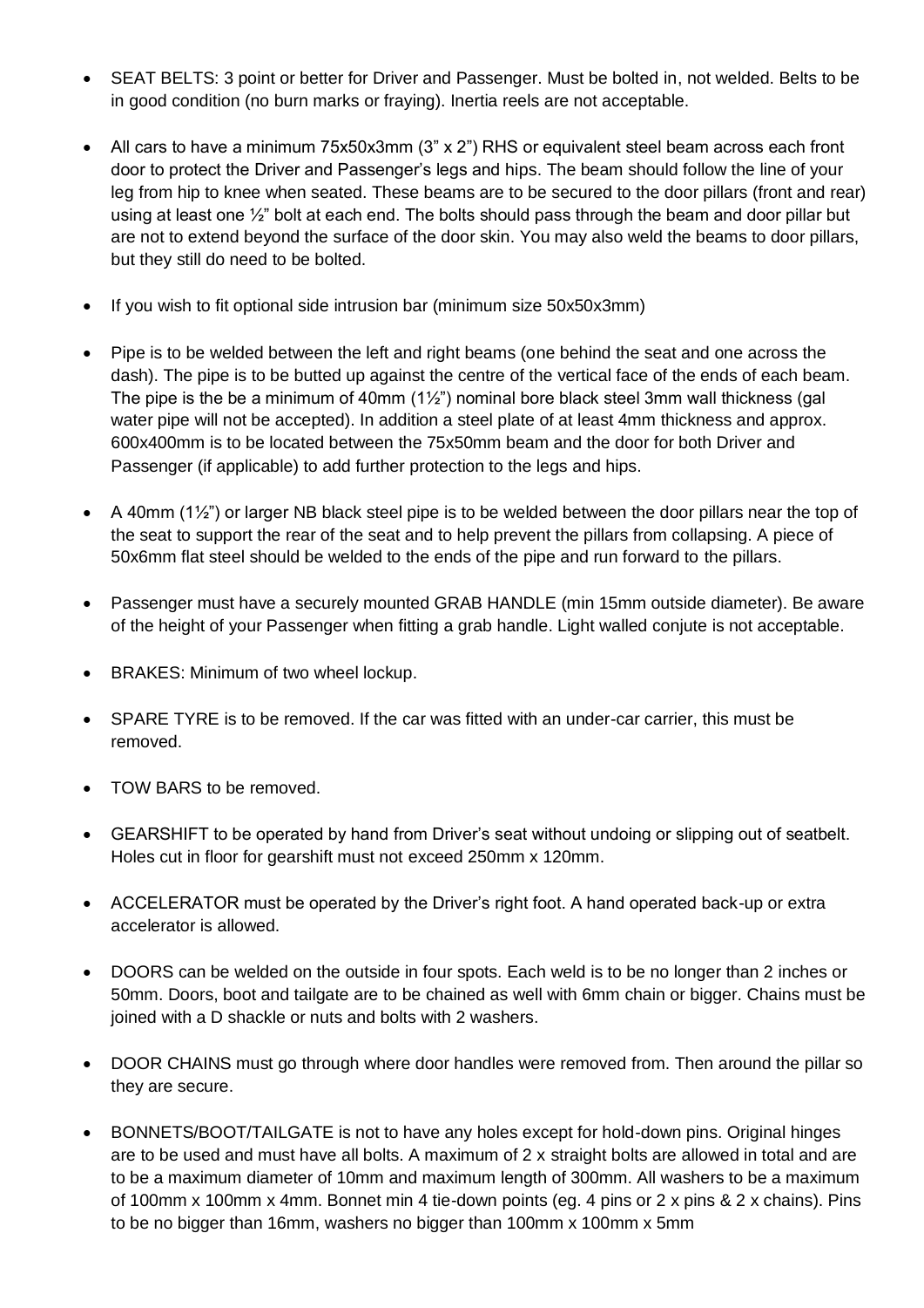- SEAT BELTS: 3 point or better for Driver and Passenger. Must be bolted in, not welded. Belts to be in good condition (no burn marks or fraying). Inertia reels are not acceptable.

- All cars to have a minimum 75x50x3mm (3" x 2") RHS or equivalent steel beam across each front door to protect the Driver and Passenger's legs and hips. The beam should follow the line of your leg from hip to knee when seated. These beams are to be secured to the door pillars (front and rear) using at least one ½" bolt at each end. The bolts should pass through the beam and door pillar but are not to extend beyond the surface of the door skin. You may also weld the beams to door pillars, but they still do need to be bolted.

- If you wish to fit optional side intrusion bar (minimum size 50x50x3mm)

- Pipe is to be welded between the left and right beams (one behind the seat and one across the dash). The pipe is to be butted up against the centre of the vertical face of the ends of each beam. The pipe is the be a minimum of 40mm (1½") nominal bore black steel 3mm wall thickness (gal water pipe will not be accepted). In addition a steel plate of at least 4mm thickness and approx. 600x400mm is to be located between the 75x50mm beam and the door for both Driver and Passenger (if applicable) to add further protection to the legs and hips.

- A 40mm (1½") or larger NB black steel pipe is to be welded between the door pillars near the top of the seat to support the rear of the seat and to help prevent the pillars from collapsing. A piece of 50x6mm flat steel should be welded to the ends of the pipe and run forward to the pillars.

- Passenger must have a securely mounted GRAB HANDLE (min 15mm outside diameter). Be aware of the height of your Passenger when fitting a grab handle. Light walled conjute is not acceptable.

- BRAKES: Minimum of two wheel lockup.

- SPARE TYRE is to be removed. If the car was fitted with an under-car carrier, this must be removed.

- TOW BARS to be removed.

- GEARSHIFT to be operated by hand from Driver's seat without undoing or slipping out of seatbelt. Holes cut in floor for gearshift must not exceed 250mm x 120mm.

- ACCELERATOR must be operated by the Driver's right foot. A hand operated back-up or extra accelerator is allowed.

- DOORS can be welded on the outside in four spots. Each weld is to be no longer than 2 inches or 50mm. Doors, boot and tailgate are to be chained as well with 6mm chain or bigger. Chains must be joined with a D shackle or nuts and bolts with 2 washers.

- DOOR CHAINS must go through where door handles were removed from. Then around the pillar so they are secure.

- BONNETS/BOOT/TAILGATE is not to have any holes except for hold-down pins. Original hinges are to be used and must have all bolts. A maximum of 2 x straight bolts are allowed in total and are to be a maximum diameter of 10mm and maximum length of 300mm. All washers to be a maximum of 100mm x 100mm x 4mm. Bonnet min 4 tie-down points (eg. 4 pins or 2 x pins & 2 x chains). Pins to be no bigger than 16mm, washers no bigger than 100mm x 100mm x 5mm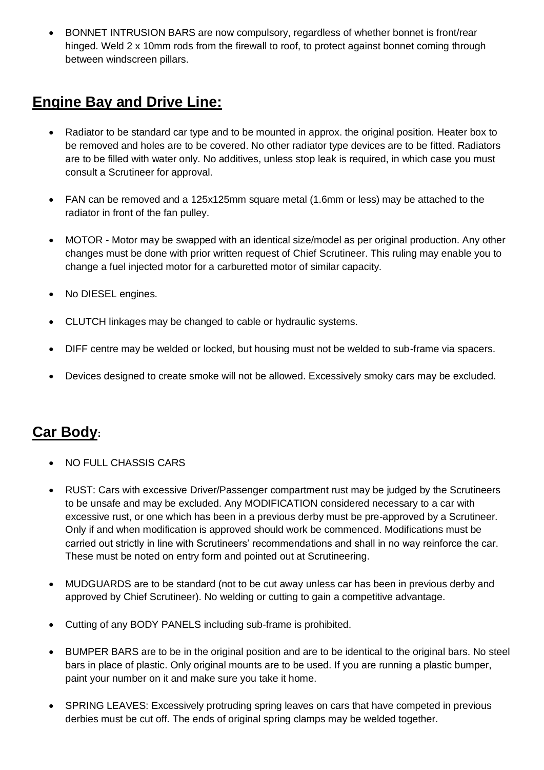- BONNET INTRUSION BARS are now compulsory, regardless of whether bonnet is front/rear hinged. Weld 2 x 10mm rods from the firewall to roof, to protect against bonnet coming through between windscreen pillars.

## Engine Bay and Drive Line:

- Radiator to be standard car type and to be mounted in approx. the original position. Heater box to be removed and holes are to be covered. No other radiator type devices are to be fitted. Radiators are to be filled with water only. No additives, unless stop leak is required, in which case you must consult a Scrutineer for approval.
- FAN can be removed and a 125x125mm square metal (1.6mm or less) may be attached to the radiator in front of the fan pulley.
- MOTOR - Motor may be swapped with an identical size/model as per original production. Any other changes must be done with prior written request of Chief Scrutineer. This ruling may enable you to change a fuel injected motor for a carburetted motor of similar capacity.
- No DIESEL engines.
- CLUTCH linkages may be changed to cable or hydraulic systems.
- DIFF centre may be welded or locked, but housing must not be welded to sub-frame via spacers.
- Devices designed to create smoke will not be allowed. Excessively smoky cars may be excluded.

## Car Body:

- NO FULL CHASSIS CARS
- RUST: Cars with excessive Driver/Passenger compartment rust may be judged by the Scrutineers to be unsafe and may be excluded. Any MODIFICATION considered necessary to a car with excessive rust, or one which has been in a previous derby must be pre-approved by a Scrutineer. Only if and when modification is approved should work be commenced. Modifications must be carried out strictly in line with Scrutineers' recommendations and shall in no way reinforce the car. These must be noted on entry form and pointed out at Scrutineering.
- MUDGUARDS are to be standard (not to be cut away unless car has been in previous derby and approved by Chief Scrutineer). No welding or cutting to gain a competitive advantage.
- Cutting of any BODY PANELS including sub-frame is prohibited.
- BUMPER BARS are to be in the original position and are to be identical to the original bars. No steel bars in place of plastic. Only original mounts are to be used. If you are running a plastic bumper, paint your number on it and make sure you take it home.
- SPRING LEAVES: Excessively protruding spring leaves on cars that have competed in previous derbies must be cut off. The ends of original spring clamps may be welded together.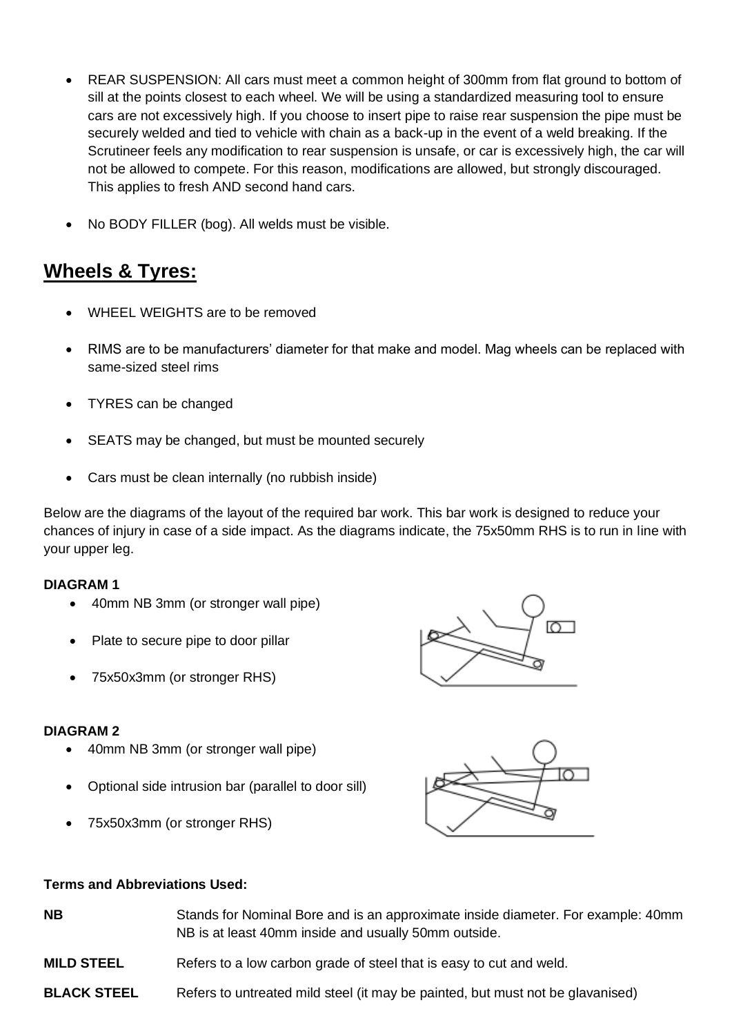- REAR SUSPENSION: All cars must meet a common height of 300mm from flat ground to bottom of sill at the points closest to each wheel. We will be using a standardized measuring tool to ensure cars are not excessively high. If you choose to insert pipe to raise rear suspension the pipe must be securely welded and tied to vehicle with chain as a back-up in the event of a weld breaking. If the Scrutineer feels any modification to rear suspension is unsafe, or car is excessively high, the car will not be allowed to compete. For this reason, modifications are allowed, but strongly discouraged. This applies to fresh AND second hand cars.

- No BODY FILLER (bog). All welds must be visible.

## Wheels & Tyres:

- WHEEL WEIGHTS are to be removed

- RIMS are to be manufacturers' diameter for that make and model. Mag wheels can be replaced with same-sized steel rims

- TYRES can be changed

- SEATS may be changed, but must be mounted securely

- Cars must be clean internally (no rubbish inside)

Below are the diagrams of the layout of the required bar work. This bar work is designed to reduce your chances of injury in case of a side impact. As the diagrams indicate, the 75x50mm RHS is to run in line with your upper leg.

**DIAGRAM 1**

- 40mm NB 3mm (or stronger wall pipe)
- Plate to secure pipe to door pillar
- 75x50x3mm (or stronger RHS)

**DIAGRAM 2**

- 40mm NB 3mm (or stronger wall pipe)
- Optional side intrusion bar (parallel to door sill)
- 75x50x3mm (or stronger RHS)

**Terms and Abbreviations Used:**

| | |
|---|---|
| **NB** | Stands for Nominal Bore and is an approximate inside diameter. For example: 40mm NB is at least 40mm inside and usually 50mm outside. |
| **MILD STEEL** | Refers to a low carbon grade of steel that is easy to cut and weld. |
| **BLACK STEEL** | Refers to untreated mild steel (it may be painted, but must not be glavanised) |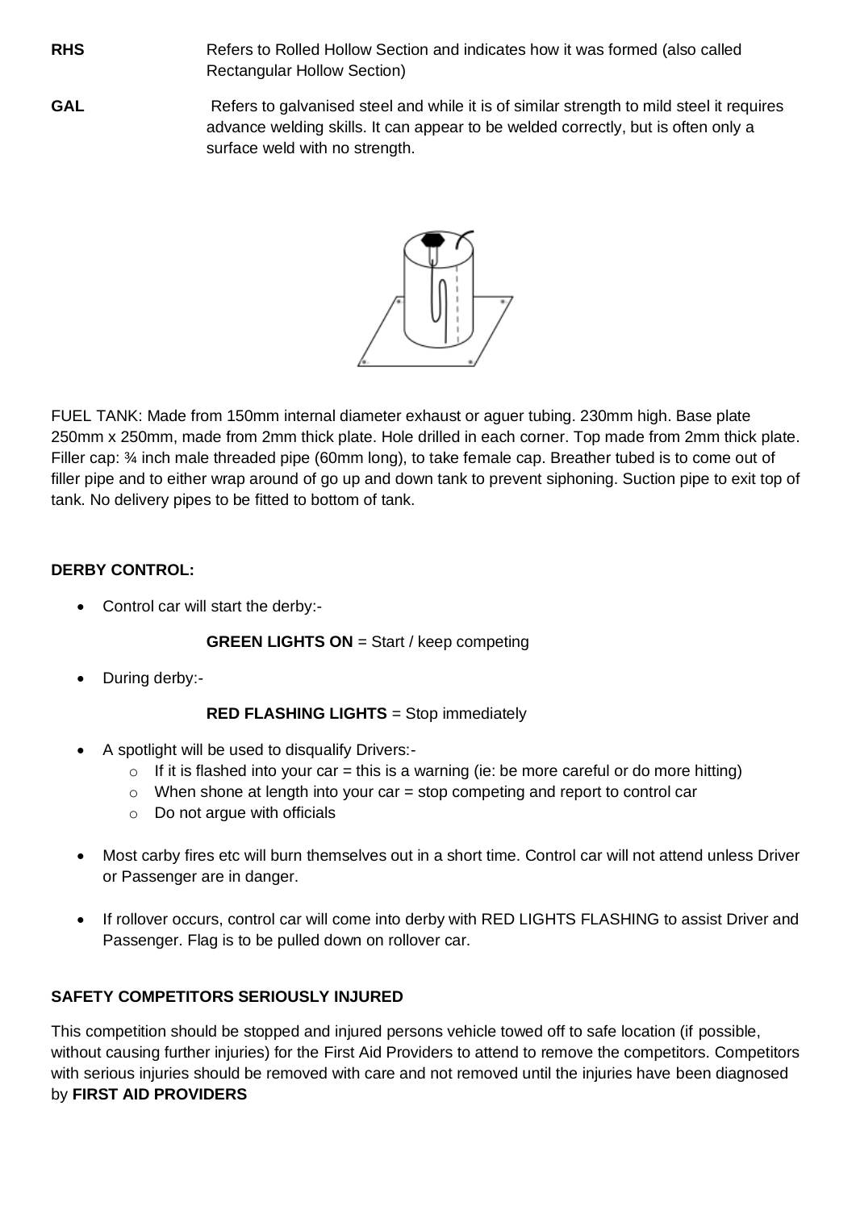**RHS** Refers to Rolled Hollow Section and indicates how it was formed (also called Rectangular Hollow Section)

**GAL** Refers to galvanised steel and while it is of similar strength to mild steel it requires advance welding skills. It can appear to be welded correctly, but is often only a surface weld with no strength.

FUEL TANK: Made from 150mm internal diameter exhaust or aguer tubing. 230mm high. Base plate 250mm x 250mm, made from 2mm thick plate. Hole drilled in each corner. Top made from 2mm thick plate. Filler cap: ¾ inch male threaded pipe (60mm long), to take female cap. Breather tubed is to come out of filler pipe and to either wrap around of go up and down tank to prevent siphoning. Suction pipe to exit top of tank. No delivery pipes to be fitted to bottom of tank.

**DERBY CONTROL:**

- Control car will start the derby:-

  **GREEN LIGHTS ON** = Start / keep competing

- During derby:-

  **RED FLASHING LIGHTS** = Stop immediately

- A spotlight will be used to disqualify Drivers:-
  - If it is flashed into your car = this is a warning (ie: be more careful or do more hitting)
  - When shone at length into your car = stop competing and report to control car
  - Do not argue with officials

- Most carby fires etc will burn themselves out in a short time. Control car will not attend unless Driver or Passenger are in danger.

- If rollover occurs, control car will come into derby with RED LIGHTS FLASHING to assist Driver and Passenger. Flag is to be pulled down on rollover car.

**SAFETY COMPETITORS SERIOUSLY INJURED**

This competition should be stopped and injured persons vehicle towed off to safe location (if possible, without causing further injuries) for the First Aid Providers to attend to remove the competitors. Competitors with serious injuries should be removed with care and not removed until the injuries have been diagnosed by **FIRST AID PROVIDERS**